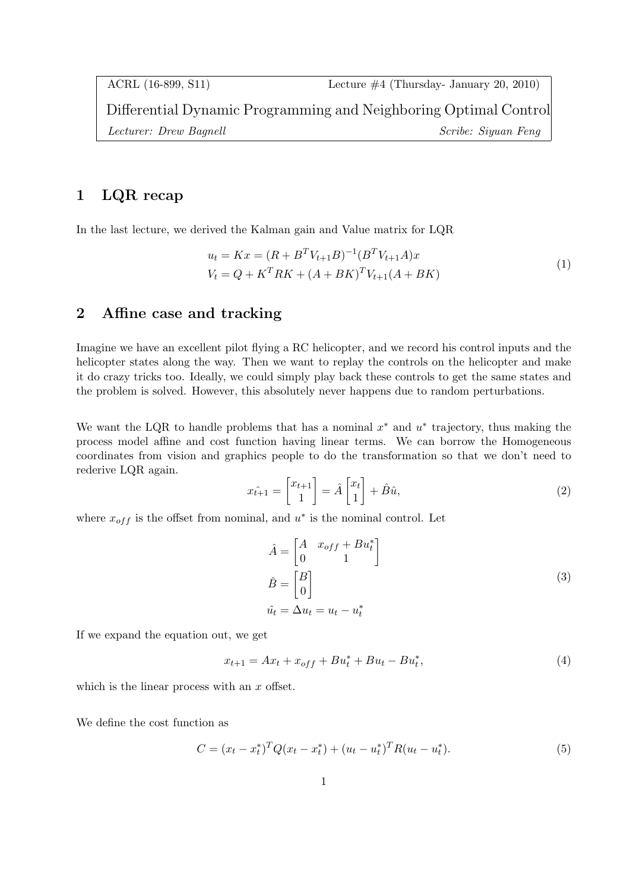ACRL (16-899, S11) Lecture #4 (Thursday- January 20, 2010)

# Differential Dynamic Programming and Neighboring Optimal Control

*Lecturer: Drew Bagnell* *Scribe: Siyuan Feng*

## 1 LQR recap

In the last lecture, we derived the Kalman gain and Value matrix for LQR

$$
\begin{aligned}
u_t &= Kx = (R + B^T V_{t+1} B)^{-1} (B^T V_{t+1} A) x \\
V_t &= Q + K^T R K + (A + BK)^T V_{t+1} (A + BK)
\end{aligned}
\tag{1}
$$

## 2 Affine case and tracking

Imagine we have an excellent pilot flying a RC helicopter, and we record his control inputs and the helicopter states along the way. Then we want to replay the controls on the helicopter and make it do crazy tricks too. Ideally, we could simply play back these controls to get the same states and the problem is solved. However, this absolutely never happens due to random perturbations.

We want the LQR to handle problems that has a nominal $x^*$ and $u^*$ trajectory, thus making the process model affine and cost function having linear terms. We can borrow the Homogeneous coordinates from vision and graphics people to do the transformation so that we don't need to rederive LQR again.

$$
\hat{x_{t+1}} = \begin{bmatrix} x_{t+1} \\ 1 \end{bmatrix} = \hat{A} \begin{bmatrix} x_t \\ 1 \end{bmatrix} + \hat{B} \hat{u},
\tag{2}
$$

where $x_{off}$ is the offset from nominal, and $u^*$ is the nominal control. Let

$$
\begin{aligned}
\hat{A} &= \begin{bmatrix} A & x_{off} + Bu_t^* \\ 0 & 1 \end{bmatrix} \\
\hat{B} &= \begin{bmatrix} B \\ 0 \end{bmatrix} \\
\hat{u_t} &= \Delta u_t = u_t - u_t^*
\end{aligned}
\tag{3}
$$

If we expand the equation out, we get

$$
x_{t+1} = Ax_t + x_{off} + Bu_t^* + Bu_t - Bu_t^*,
\tag{4}
$$

which is the linear process with an $x$ offset.

We define the cost function as

$$
C = (x_t - x_t^*)^T Q (x_t - x_t^*) + (u_t - u_t^*)^T R (u_t - u_t^*).
\tag{5}
$$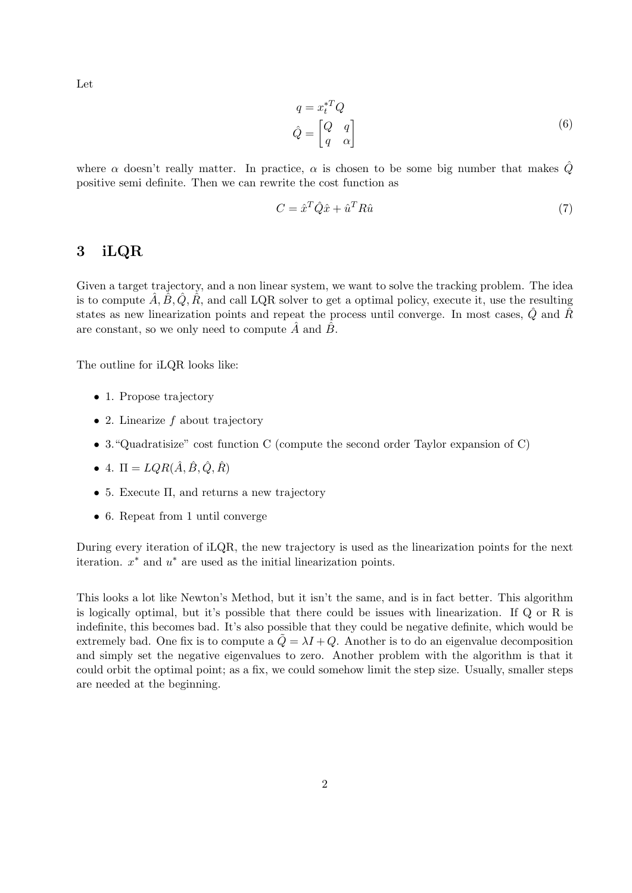Let

$$
\begin{aligned}
q &= x_t^{*T} Q \\
\hat{Q} &= \begin{bmatrix} Q & q \\ q & \alpha \end{bmatrix}
\end{aligned}
\tag{6}
$$

where $\alpha$ doesn't really matter. In practice, $\alpha$ is chosen to be some big number that makes $\hat{Q}$ positive semi definite. Then we can rewrite the cost function as

$$
C = \hat{x}^T \hat{Q} \hat{x} + \hat{u}^T R \hat{u}
\tag{7}
$$

## 3 iLQR

Given a target trajectory, and a non linear system, we want to solve the tracking problem. The idea is to compute $\hat{A}, \hat{B}, \hat{Q}, \hat{R}$, and call LQR solver to get a optimal policy, execute it, use the resulting states as new linearization points and repeat the process until converge. In most cases, $\hat{Q}$ and $\hat{R}$ are constant, so we only need to compute $\hat{A}$ and $\hat{B}$.

The outline for iLQR looks like:

- 1. Propose trajectory
- 2. Linearize $f$ about trajectory
- 3. "Quadratisize" cost function C (compute the second order Taylor expansion of C)
- 4. $\Pi = LQR(\hat{A}, \hat{B}, \hat{Q}, \hat{R})$
- 5. Execute $\Pi$, and returns a new trajectory
- 6. Repeat from 1 until converge

During every iteration of iLQR, the new trajectory is used as the linearization points for the next iteration. $x^*$ and $u^*$ are used as the initial linearization points.

This looks a lot like Newton's Method, but it isn't the same, and is in fact better. This algorithm is logically optimal, but it's possible that there could be issues with linearization. If Q or R is indefinite, this becomes bad. It's also possible that they could be negative definite, which would be extremely bad. One fix is to compute a $\tilde{Q} = \lambda I + Q$. Another is to do an eigenvalue decomposition and simply set the negative eigenvalues to zero. Another problem with the algorithm is that it could orbit the optimal point; as a fix, we could somehow limit the step size. Usually, smaller steps are needed at the beginning.